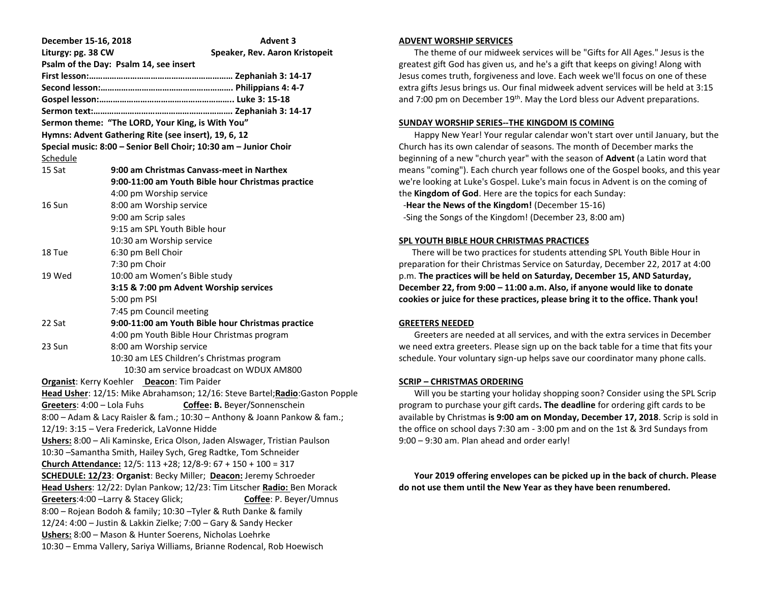**December 15-16, 2018 Advent 3**

**Liturgy: pg. 38 CW Speaker, Rev. Aaron Kristopeit**

**Psalm of the Day: Psalm 14, see insert**

**First lesson:……………………………………………………… Zephaniah 3: 14-17**

**Second lesson:…………………………………………………. Philippians 4: 4-7**

**Gospel lesson:………………………………………………….. Luke 3: 15-18**

**Sermon text:……………………………………………………. Zephaniah 3: 14-17**

**Sermon theme: "The LORD, Your King, is With You"**

**Hymns: Advent Gathering Rite (see insert), 19, 6, 12**

**Special music: 8:00 – Senior Bell Choir; 10:30 am – Junior Choir**

Schedule

| | |
|---|---|
| 15 Sat | **9:00 am Christmas Canvass-meet in Narthex** |
| | **9:00-11:00 am Youth Bible hour Christmas practice** |
| | 4:00 pm Worship service |
| 16 Sun | 8:00 am Worship service |
| | 9:00 am Scrip sales |
| | 9:15 am SPL Youth Bible hour |
| | 10:30 am Worship service |
| 18 Tue | 6:30 pm Bell Choir |
| | 7:30 pm Choir |
| 19 Wed | 10:00 am Women's Bible study |
| | **3:15 & 7:00 pm Advent Worship services** |
| | 5:00 pm PSI |
| | 7:45 pm Council meeting |
| 22 Sat | **9:00-11:00 am Youth Bible hour Christmas practice** |
| | 4:00 pm Youth Bible Hour Christmas program |
| 23 Sun | 8:00 am Worship service |
| | 10:30 am LES Children's Christmas program |
| | 10:30 am service broadcast on WDUX AM800 |

**Organist**: Kerry Koehler **Deacon**: Tim Paider

**Head Usher**: 12/15: Mike Abrahamson; 12/16: Steve Bartel;**Radio**:Gaston Popple

**Greeters**: 4:00 – Lola Fuhs **Coffee: B.** Beyer/Sonnenschein

8:00 – Adam & Lacy Raisler & fam.; 10:30 – Anthony & Joann Pankow & fam.;

12/19: 3:15 – Vera Frederick, LaVonne Hidde

**Ushers:** 8:00 – Ali Kaminske, Erica Olson, Jaden Alswager, Tristian Paulson

10:30 –Samantha Smith, Hailey Sych, Greg Radtke, Tom Schneider

**Church Attendance:** 12/5: 113 +28; 12/8-9: 67 + 150 + 100 = 317

**SCHEDULE: 12/23**: **Organist**: Becky Miller; **Deacon:** Jeremy Schroeder

**Head Ushers**: 12/22: Dylan Pankow; 12/23: Tim Litscher **Radio:** Ben Morack

**Greeters**:4:00 –Larry & Stacey Glick; **Coffee**: P. Beyer/Umnus

8:00 – Rojean Bodoh & family; 10:30 –Tyler & Ruth Danke & family

12/24: 4:00 – Justin & Lakkin Zielke; 7:00 – Gary & Sandy Hecker

**Ushers:** 8:00 – Mason & Hunter Soerens, Nicholas Loehrke

10:30 – Emma Vallery, Sariya Williams, Brianne Rodencal, Rob Hoewisch

**ADVENT WORSHIP SERVICES**

The theme of our midweek services will be "Gifts for All Ages." Jesus is the greatest gift God has given us, and he's a gift that keeps on giving! Along with Jesus comes truth, forgiveness and love. Each week we'll focus on one of these extra gifts Jesus brings us. Our final midweek advent services will be held at 3:15 and 7:00 pm on December 19th. May the Lord bless our Advent preparations.

**SUNDAY WORSHIP SERIES--THE KINGDOM IS COMING**

Happy New Year! Your regular calendar won't start over until January, but the Church has its own calendar of seasons. The month of December marks the beginning of a new "church year" with the season of **Advent** (a Latin word that means "coming"). Each church year follows one of the Gospel books, and this year we're looking at Luke's Gospel. Luke's main focus in Advent is on the coming of the **Kingdom of God**. Here are the topics for each Sunday:

-**Hear the News of the Kingdom!** (December 15-16)

-Sing the Songs of the Kingdom! (December 23, 8:00 am)

**SPL YOUTH BIBLE HOUR CHRISTMAS PRACTICES**

There will be two practices for students attending SPL Youth Bible Hour in preparation for their Christmas Service on Saturday, December 22, 2017 at 4:00 p.m. **The practices will be held on Saturday, December 15, AND Saturday, December 22, from 9:00 – 11:00 a.m. Also, if anyone would like to donate cookies or juice for these practices, please bring it to the office. Thank you!**

**GREETERS NEEDED**

Greeters are needed at all services, and with the extra services in December we need extra greeters. Please sign up on the back table for a time that fits your schedule. Your voluntary sign-up helps save our coordinator many phone calls.

**SCRIP – CHRISTMAS ORDERING**

Will you be starting your holiday shopping soon? Consider using the SPL Scrip program to purchase your gift cards**. The deadline** for ordering gift cards to be available by Christmas **is 9:00 am on Monday, December 17, 2018**. Scrip is sold in the office on school days 7:30 am - 3:00 pm and on the 1st & 3rd Sundays from 9:00 – 9:30 am. Plan ahead and order early!

**Your 2019 offering envelopes can be picked up in the back of church. Please do not use them until the New Year as they have been renumbered.**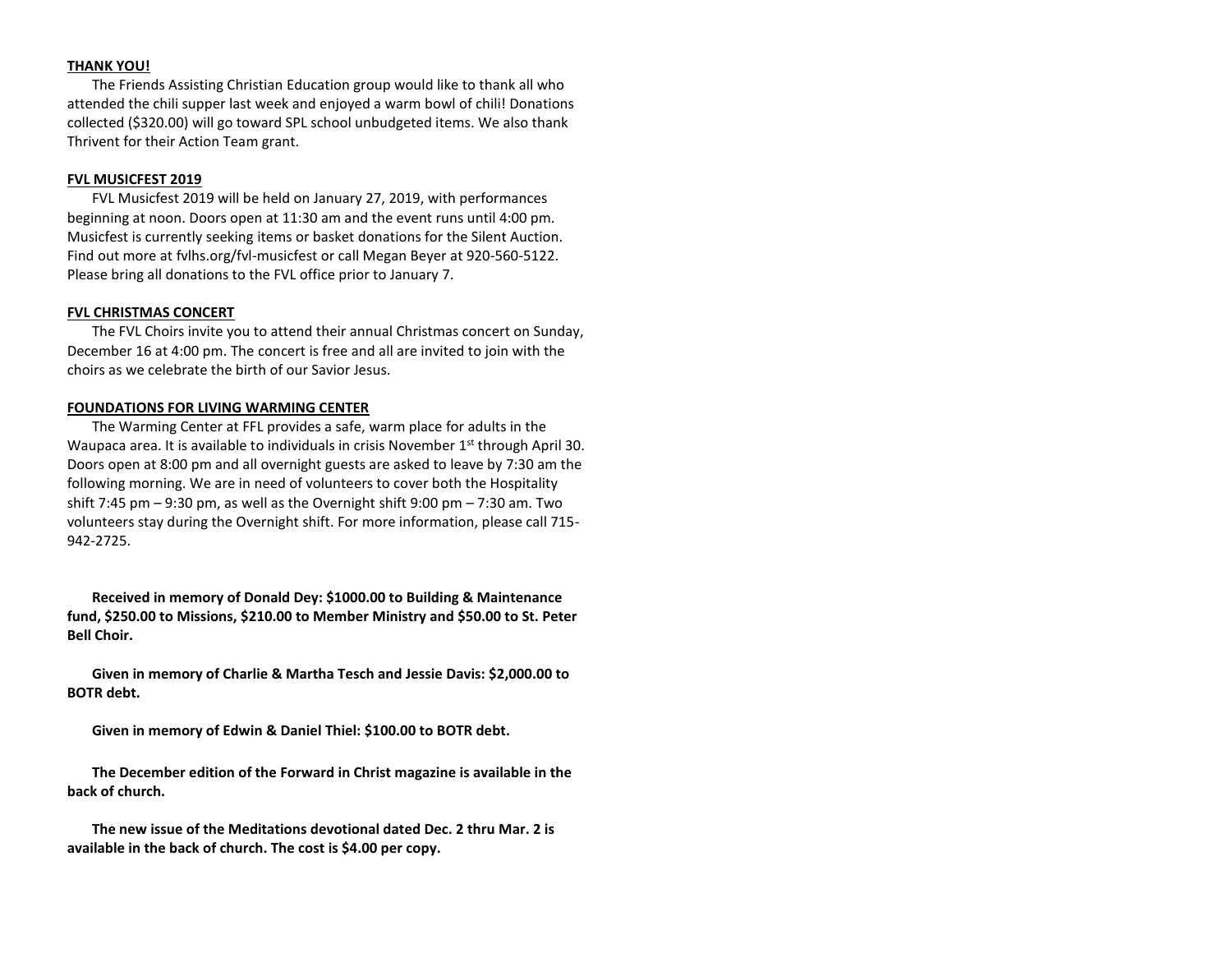**THANK YOU!**

The Friends Assisting Christian Education group would like to thank all who attended the chili supper last week and enjoyed a warm bowl of chili! Donations collected ($320.00) will go toward SPL school unbudgeted items. We also thank Thrivent for their Action Team grant.

**FVL MUSICFEST 2019**

FVL Musicfest 2019 will be held on January 27, 2019, with performances beginning at noon. Doors open at 11:30 am and the event runs until 4:00 pm. Musicfest is currently seeking items or basket donations for the Silent Auction. Find out more at fvlhs.org/fvl-musicfest or call Megan Beyer at 920-560-5122. Please bring all donations to the FVL office prior to January 7.

**FVL CHRISTMAS CONCERT**

The FVL Choirs invite you to attend their annual Christmas concert on Sunday, December 16 at 4:00 pm. The concert is free and all are invited to join with the choirs as we celebrate the birth of our Savior Jesus.

**FOUNDATIONS FOR LIVING WARMING CENTER**

The Warming Center at FFL provides a safe, warm place for adults in the Waupaca area. It is available to individuals in crisis November 1st through April 30. Doors open at 8:00 pm and all overnight guests are asked to leave by 7:30 am the following morning. We are in need of volunteers to cover both the Hospitality shift 7:45 pm – 9:30 pm, as well as the Overnight shift 9:00 pm – 7:30 am. Two volunteers stay during the Overnight shift. For more information, please call 715-942-2725.

**Received in memory of Donald Dey: $1000.00 to Building & Maintenance fund, $250.00 to Missions, $210.00 to Member Ministry and $50.00 to St. Peter Bell Choir.**

**Given in memory of Charlie & Martha Tesch and Jessie Davis: $2,000.00 to BOTR debt.**

**Given in memory of Edwin & Daniel Thiel: $100.00 to BOTR debt.**

**The December edition of the Forward in Christ magazine is available in the back of church.**

**The new issue of the Meditations devotional dated Dec. 2 thru Mar. 2 is available in the back of church. The cost is $4.00 per copy.**